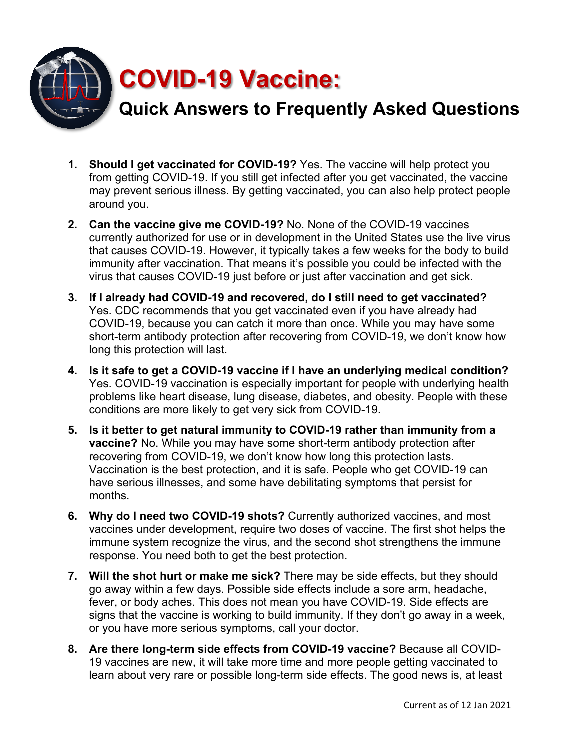# COVID-19 Vaccine:

## Quick Answers to Frequently Asked Questions

1. **Should I get vaccinated for COVID-19?** Yes. The vaccine will help protect you from getting COVID-19. If you still get infected after you get vaccinated, the vaccine may prevent serious illness. By getting vaccinated, you can also help protect people around you.

2. **Can the vaccine give me COVID-19?** No. None of the COVID-19 vaccines currently authorized for use or in development in the United States use the live virus that causes COVID-19. However, it typically takes a few weeks for the body to build immunity after vaccination. That means it's possible you could be infected with the virus that causes COVID-19 just before or just after vaccination and get sick.

3. **If I already had COVID-19 and recovered, do I still need to get vaccinated?** Yes. CDC recommends that you get vaccinated even if you have already had COVID-19, because you can catch it more than once. While you may have some short-term antibody protection after recovering from COVID-19, we don't know how long this protection will last.

4. **Is it safe to get a COVID-19 vaccine if I have an underlying medical condition?** Yes. COVID-19 vaccination is especially important for people with underlying health problems like heart disease, lung disease, diabetes, and obesity. People with these conditions are more likely to get very sick from COVID-19.

5. **Is it better to get natural immunity to COVID-19 rather than immunity from a vaccine?** No. While you may have some short-term antibody protection after recovering from COVID-19, we don't know how long this protection lasts. Vaccination is the best protection, and it is safe. People who get COVID-19 can have serious illnesses, and some have debilitating symptoms that persist for months.

6. **Why do I need two COVID-19 shots?** Currently authorized vaccines, and most vaccines under development, require two doses of vaccine. The first shot helps the immune system recognize the virus, and the second shot strengthens the immune response. You need both to get the best protection.

7. **Will the shot hurt or make me sick?** There may be side effects, but they should go away within a few days. Possible side effects include a sore arm, headache, fever, or body aches. This does not mean you have COVID-19. Side effects are signs that the vaccine is working to build immunity. If they don't go away in a week, or you have more serious symptoms, call your doctor.

8. **Are there long-term side effects from COVID-19 vaccine?** Because all COVID-19 vaccines are new, it will take more time and more people getting vaccinated to learn about very rare or possible long-term side effects. The good news is, at least

Current as of 12 Jan 2021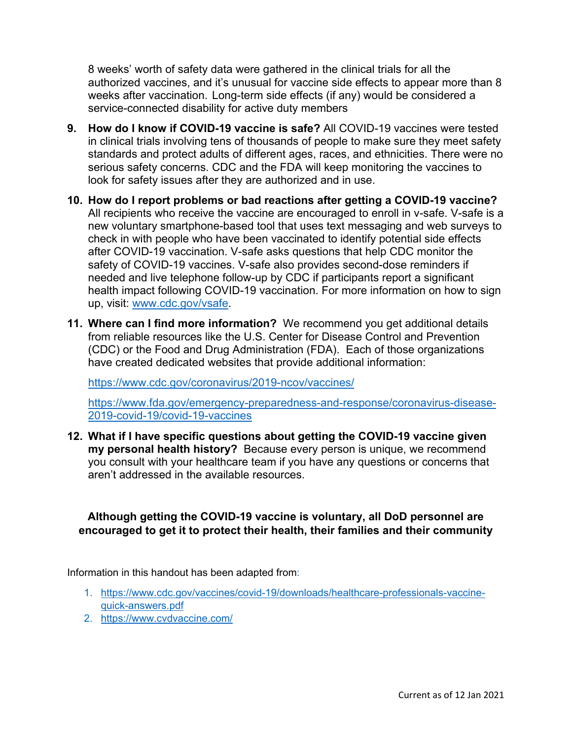8 weeks' worth of safety data were gathered in the clinical trials for all the authorized vaccines, and it's unusual for vaccine side effects to appear more than 8 weeks after vaccination. Long-term side effects (if any) would be considered a service-connected disability for active duty members

9. **How do I know if COVID-19 vaccine is safe?** All COVID-19 vaccines were tested in clinical trials involving tens of thousands of people to make sure they meet safety standards and protect adults of different ages, races, and ethnicities. There were no serious safety concerns. CDC and the FDA will keep monitoring the vaccines to look for safety issues after they are authorized and in use.

10. **How do I report problems or bad reactions after getting a COVID-19 vaccine?** All recipients who receive the vaccine are encouraged to enroll in v-safe. V-safe is a new voluntary smartphone-based tool that uses text messaging and web surveys to check in with people who have been vaccinated to identify potential side effects after COVID-19 vaccination. V-safe asks questions that help CDC monitor the safety of COVID-19 vaccines. V-safe also provides second-dose reminders if needed and live telephone follow-up by CDC if participants report a significant health impact following COVID-19 vaccination. For more information on how to sign up, visit: [www.cdc.gov/vsafe](www.cdc.gov/vsafe).

11. **Where can I find more information?** We recommend you get additional details from reliable resources like the U.S. Center for Disease Control and Prevention (CDC) or the Food and Drug Administration (FDA). Each of those organizations have created dedicated websites that provide additional information:

    https://www.cdc.gov/coronavirus/2019-ncov/vaccines/

    https://www.fda.gov/emergency-preparedness-and-response/coronavirus-disease-2019-covid-19/covid-19-vaccines

12. **What if I have specific questions about getting the COVID-19 vaccine given my personal health history?** Because every person is unique, we recommend you consult with your healthcare team if you have any questions or concerns that aren't addressed in the available resources.

**Although getting the COVID-19 vaccine is voluntary, all DoD personnel are encouraged to get it to protect their health, their families and their community**

Information in this handout has been adapted from:

1. https://www.cdc.gov/vaccines/covid-19/downloads/healthcare-professionals-vaccine-quick-answers.pdf
2. https://www.cvdvaccine.com/

Current as of 12 Jan 2021